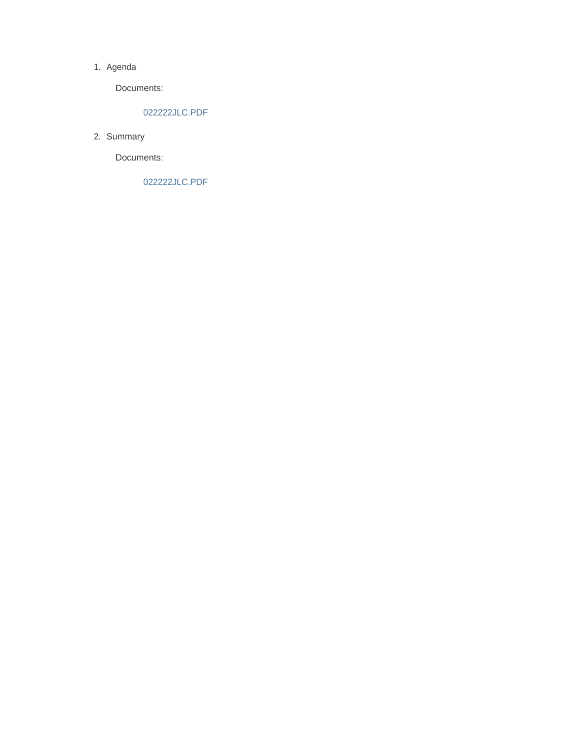1. Agenda

   Documents:

   022222JLC.PDF

2. Summary

   Documents:

   022222JLC.PDF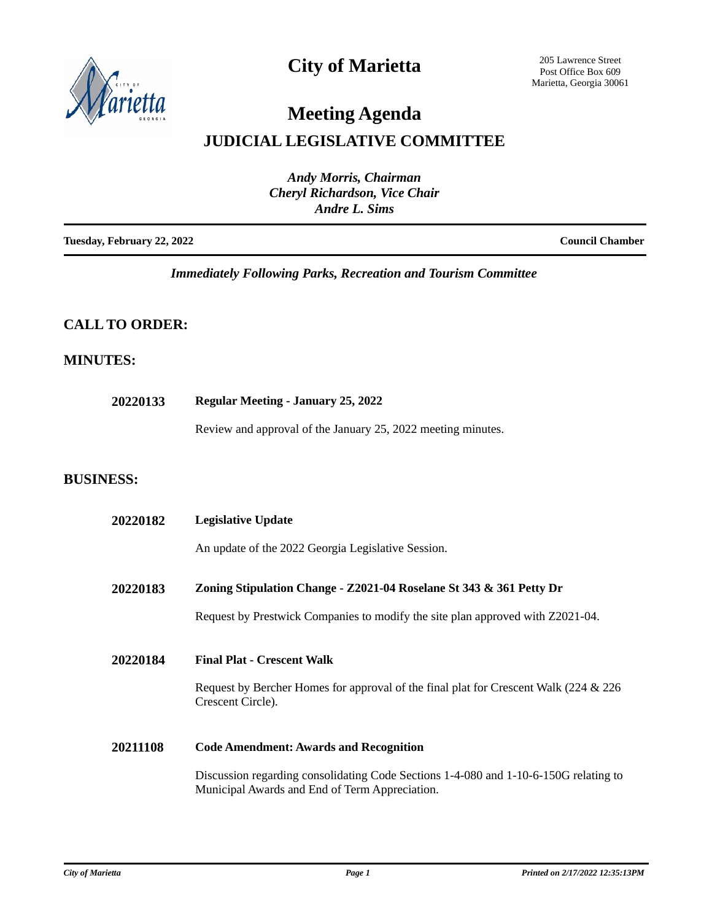# City of Marietta

205 Lawrence Street
Post Office Box 609
Marietta, Georgia 30061

# Meeting Agenda

## JUDICIAL LEGISLATIVE COMMITTEE

*Andy Morris, Chairman*
*Cheryl Richardson, Vice Chair*
*Andre L. Sims*

**Tuesday, February 22, 2022** — **Council Chamber**

*Immediately Following Parks, Recreation and Tourism Committee*

## CALL TO ORDER:

## MINUTES:

**20220133** **Regular Meeting - January 25, 2022**

Review and approval of the January 25, 2022 meeting minutes.

## BUSINESS:

**20220182** **Legislative Update**

An update of the 2022 Georgia Legislative Session.

**20220183** **Zoning Stipulation Change - Z2021-04 Roselane St 343 & 361 Petty Dr**

Request by Prestwick Companies to modify the site plan approved with Z2021-04.

**20220184** **Final Plat - Crescent Walk**

Request by Bercher Homes for approval of the final plat for Crescent Walk (224 & 226 Crescent Circle).

**20211108** **Code Amendment: Awards and Recognition**

Discussion regarding consolidating Code Sections 1-4-080 and 1-10-6-150G relating to Municipal Awards and End of Term Appreciation.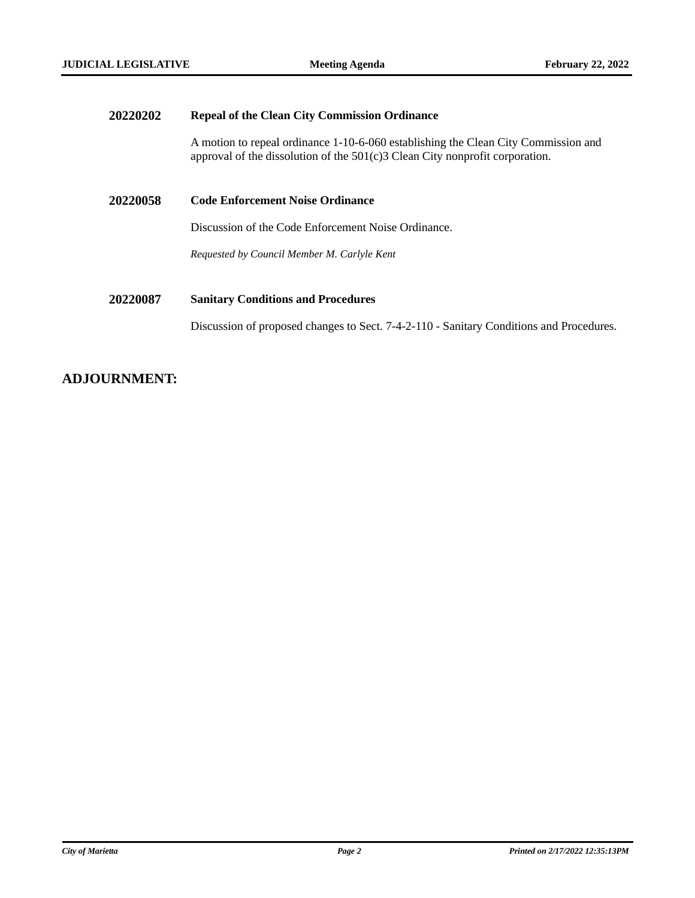**20220202** **Repeal of the Clean City Commission Ordinance**

A motion to repeal ordinance 1-10-6-060 establishing the Clean City Commission and approval of the dissolution of the 501(c)3 Clean City nonprofit corporation.

**20220058** **Code Enforcement Noise Ordinance**

Discussion of the Code Enforcement Noise Ordinance.

*Requested by Council Member M. Carlyle Kent*

**20220087** **Sanitary Conditions and Procedures**

Discussion of proposed changes to Sect. 7-4-2-110 - Sanitary Conditions and Procedures.

## ADJOURNMENT: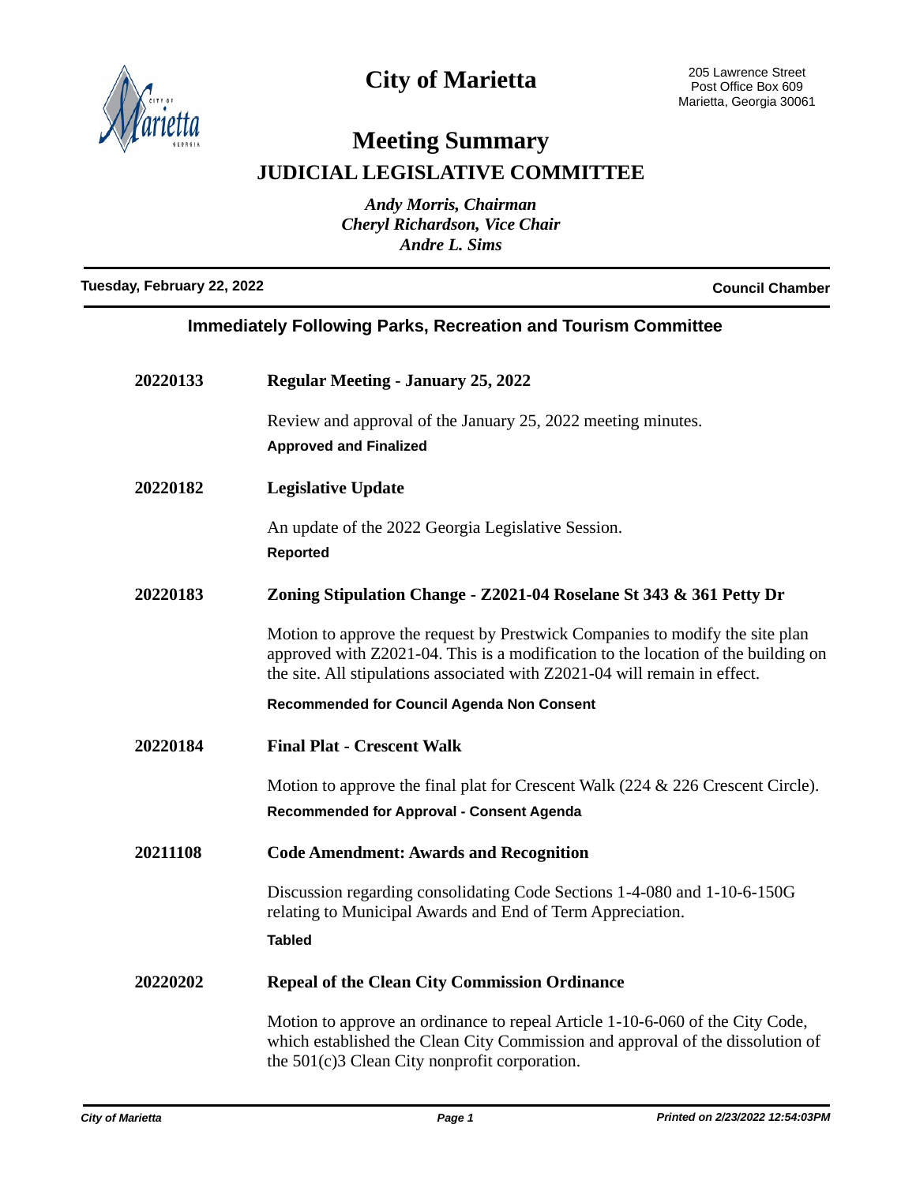# City of Marietta

205 Lawrence Street
Post Office Box 609
Marietta, Georgia 30061

# Meeting Summary

## JUDICIAL LEGISLATIVE COMMITTEE

*Andy Morris, Chairman*
*Cheryl Richardson, Vice Chair*
*Andre L. Sims*

**Tuesday, February 22, 2022** **Council Chamber**

### Immediately Following Parks, Recreation and Tourism Committee

**20220133** **Regular Meeting - January 25, 2022**

Review and approval of the January 25, 2022 meeting minutes.

**Approved and Finalized**

**20220182** **Legislative Update**

An update of the 2022 Georgia Legislative Session.

**Reported**

**20220183** **Zoning Stipulation Change - Z2021-04 Roselane St 343 & 361 Petty Dr**

Motion to approve the request by Prestwick Companies to modify the site plan approved with Z2021-04. This is a modification to the location of the building on the site. All stipulations associated with Z2021-04 will remain in effect.

**Recommended for Council Agenda Non Consent**

**20220184** **Final Plat - Crescent Walk**

Motion to approve the final plat for Crescent Walk (224 & 226 Crescent Circle).

**Recommended for Approval - Consent Agenda**

**20211108** **Code Amendment: Awards and Recognition**

Discussion regarding consolidating Code Sections 1-4-080 and 1-10-6-150G relating to Municipal Awards and End of Term Appreciation.

**Tabled**

**20220202** **Repeal of the Clean City Commission Ordinance**

Motion to approve an ordinance to repeal Article 1-10-6-060 of the City Code, which established the Clean City Commission and approval of the dissolution of the 501(c)3 Clean City nonprofit corporation.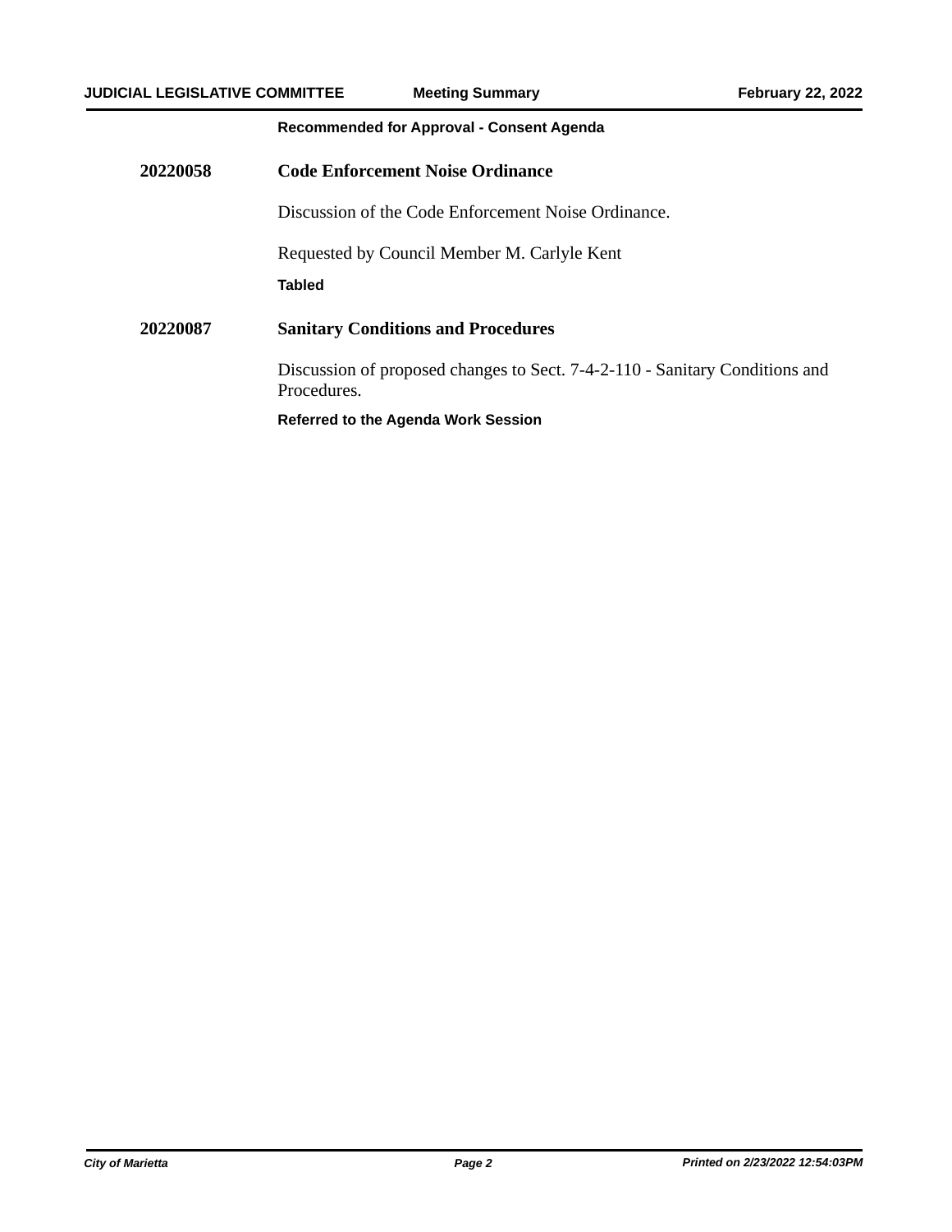**Recommended for Approval - Consent Agenda**

**20220058** **Code Enforcement Noise Ordinance**

Discussion of the Code Enforcement Noise Ordinance.

Requested by Council Member M. Carlyle Kent

**Tabled**

**20220087** **Sanitary Conditions and Procedures**

Discussion of proposed changes to Sect. 7-4-2-110 - Sanitary Conditions and Procedures.

**Referred to the Agenda Work Session**